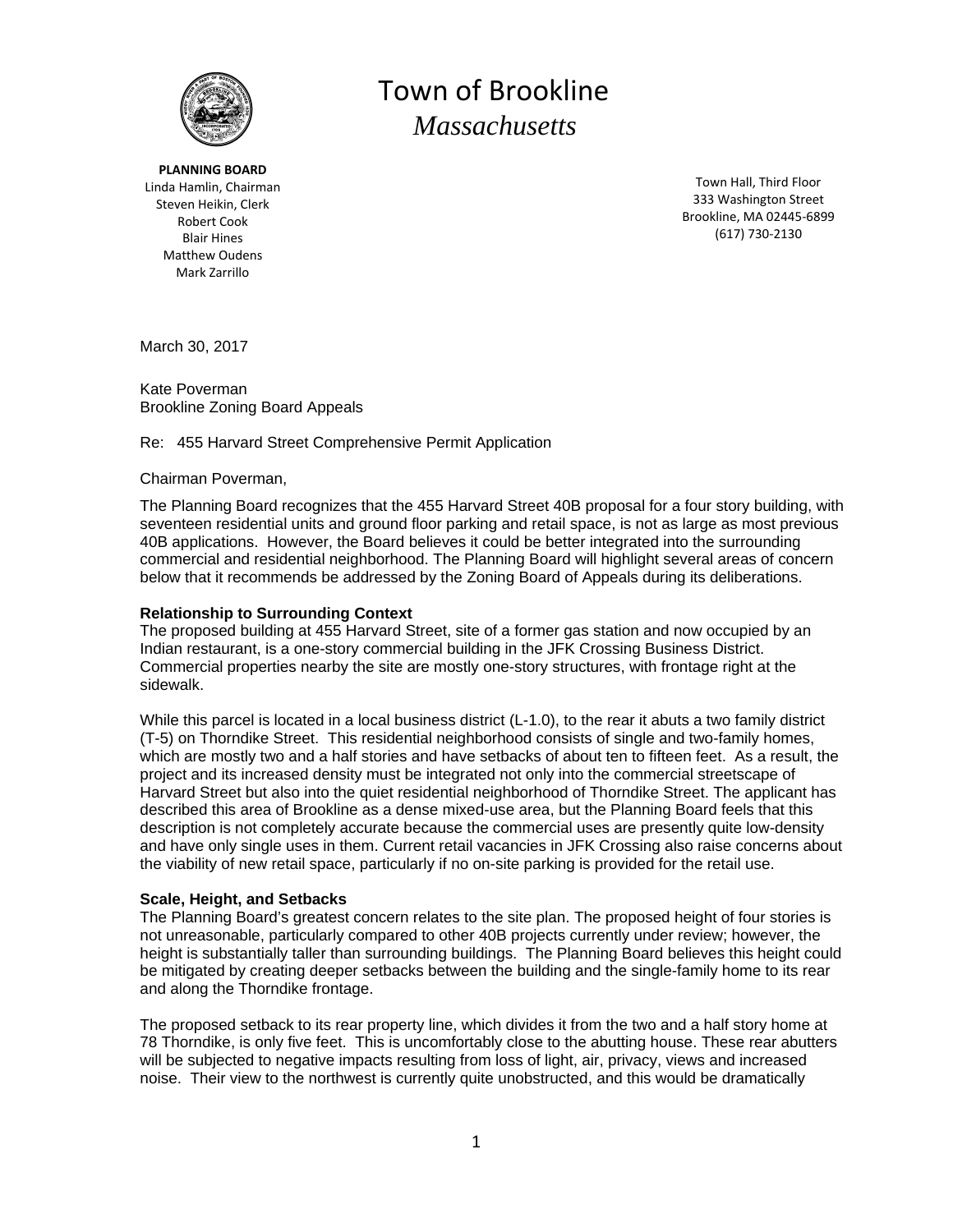# Town of Brookline

*Massachusetts*

**PLANNING BOARD**
Linda Hamlin, Chairman
Steven Heikin, Clerk
Robert Cook
Blair Hines
Matthew Oudens
Mark Zarrillo

Town Hall, Third Floor
333 Washington Street
Brookline, MA 02445-6899
(617) 730-2130

March 30, 2017

Kate Poverman
Brookline Zoning Board Appeals

Re: 455 Harvard Street Comprehensive Permit Application

Chairman Poverman,

The Planning Board recognizes that the 455 Harvard Street 40B proposal for a four story building, with seventeen residential units and ground floor parking and retail space, is not as large as most previous 40B applications. However, the Board believes it could be better integrated into the surrounding commercial and residential neighborhood. The Planning Board will highlight several areas of concern below that it recommends be addressed by the Zoning Board of Appeals during its deliberations.

**Relationship to Surrounding Context**

The proposed building at 455 Harvard Street, site of a former gas station and now occupied by an Indian restaurant, is a one-story commercial building in the JFK Crossing Business District. Commercial properties nearby the site are mostly one-story structures, with frontage right at the sidewalk.

While this parcel is located in a local business district (L-1.0), to the rear it abuts a two family district (T-5) on Thorndike Street. This residential neighborhood consists of single and two-family homes, which are mostly two and a half stories and have setbacks of about ten to fifteen feet. As a result, the project and its increased density must be integrated not only into the commercial streetscape of Harvard Street but also into the quiet residential neighborhood of Thorndike Street. The applicant has described this area of Brookline as a dense mixed-use area, but the Planning Board feels that this description is not completely accurate because the commercial uses are presently quite low-density and have only single uses in them. Current retail vacancies in JFK Crossing also raise concerns about the viability of new retail space, particularly if no on-site parking is provided for the retail use.

**Scale, Height, and Setbacks**

The Planning Board's greatest concern relates to the site plan. The proposed height of four stories is not unreasonable, particularly compared to other 40B projects currently under review; however, the height is substantially taller than surrounding buildings. The Planning Board believes this height could be mitigated by creating deeper setbacks between the building and the single-family home to its rear and along the Thorndike frontage.

The proposed setback to its rear property line, which divides it from the two and a half story home at 78 Thorndike, is only five feet. This is uncomfortably close to the abutting house. These rear abutters will be subjected to negative impacts resulting from loss of light, air, privacy, views and increased noise. Their view to the northwest is currently quite unobstructed, and this would be dramatically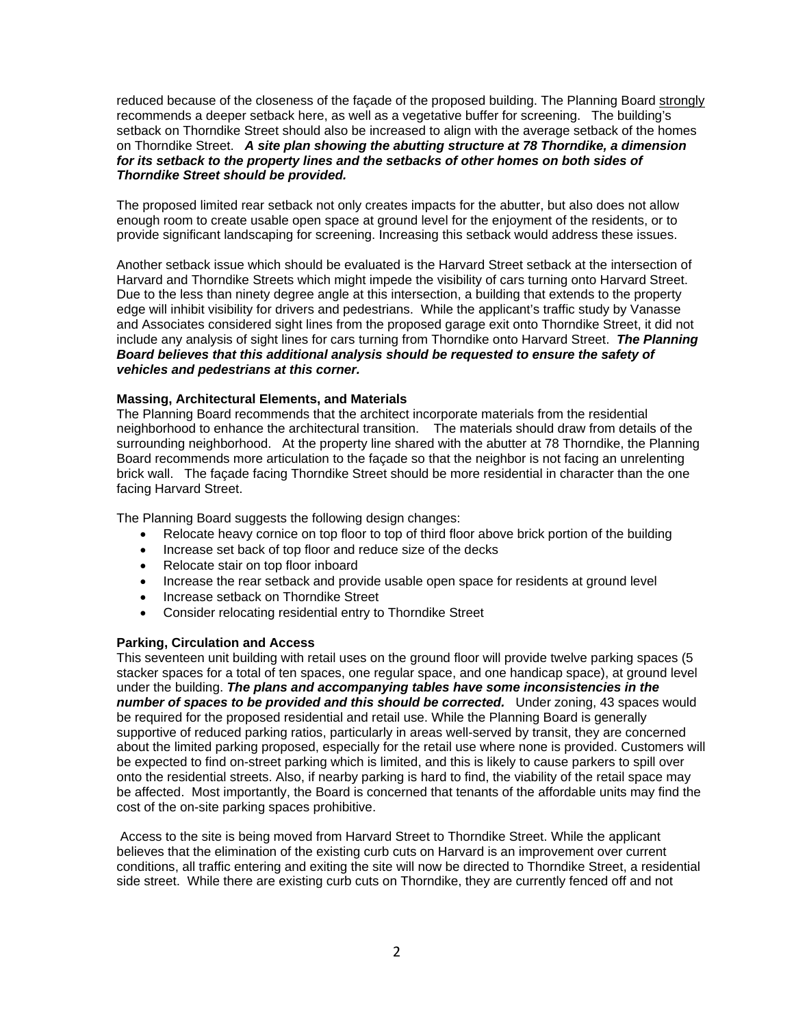reduced because of the closeness of the façade of the proposed building. The Planning Board <u>strongly</u> recommends a deeper setback here, as well as a vegetative buffer for screening. The building's setback on Thorndike Street should also be increased to align with the average setback of the homes on Thorndike Street. ***A site plan showing the abutting structure at 78 Thorndike, a dimension for its setback to the property lines and the setbacks of other homes on both sides of Thorndike Street should be provided.***

The proposed limited rear setback not only creates impacts for the abutter, but also does not allow enough room to create usable open space at ground level for the enjoyment of the residents, or to provide significant landscaping for screening. Increasing this setback would address these issues.

Another setback issue which should be evaluated is the Harvard Street setback at the intersection of Harvard and Thorndike Streets which might impede the visibility of cars turning onto Harvard Street. Due to the less than ninety degree angle at this intersection, a building that extends to the property edge will inhibit visibility for drivers and pedestrians. While the applicant's traffic study by Vanasse and Associates considered sight lines from the proposed garage exit onto Thorndike Street, it did not include any analysis of sight lines for cars turning from Thorndike onto Harvard Street. ***The Planning Board believes that this additional analysis should be requested to ensure the safety of vehicles and pedestrians at this corner.***

**Massing, Architectural Elements, and Materials**

The Planning Board recommends that the architect incorporate materials from the residential neighborhood to enhance the architectural transition. The materials should draw from details of the surrounding neighborhood. At the property line shared with the abutter at 78 Thorndike, the Planning Board recommends more articulation to the façade so that the neighbor is not facing an unrelenting brick wall. The façade facing Thorndike Street should be more residential in character than the one facing Harvard Street.

The Planning Board suggests the following design changes:

- Relocate heavy cornice on top floor to top of third floor above brick portion of the building
- Increase set back of top floor and reduce size of the decks
- Relocate stair on top floor inboard
- Increase the rear setback and provide usable open space for residents at ground level
- Increase setback on Thorndike Street
- Consider relocating residential entry to Thorndike Street

**Parking, Circulation and Access**

This seventeen unit building with retail uses on the ground floor will provide twelve parking spaces (5 stacker spaces for a total of ten spaces, one regular space, and one handicap space), at ground level under the building. ***The plans and accompanying tables have some inconsistencies in the number of spaces to be provided and this should be corrected.*** Under zoning, 43 spaces would be required for the proposed residential and retail use. While the Planning Board is generally supportive of reduced parking ratios, particularly in areas well-served by transit, they are concerned about the limited parking proposed, especially for the retail use where none is provided. Customers will be expected to find on-street parking which is limited, and this is likely to cause parkers to spill over onto the residential streets. Also, if nearby parking is hard to find, the viability of the retail space may be affected. Most importantly, the Board is concerned that tenants of the affordable units may find the cost of the on-site parking spaces prohibitive.

Access to the site is being moved from Harvard Street to Thorndike Street. While the applicant believes that the elimination of the existing curb cuts on Harvard is an improvement over current conditions, all traffic entering and exiting the site will now be directed to Thorndike Street, a residential side street. While there are existing curb cuts on Thorndike, they are currently fenced off and not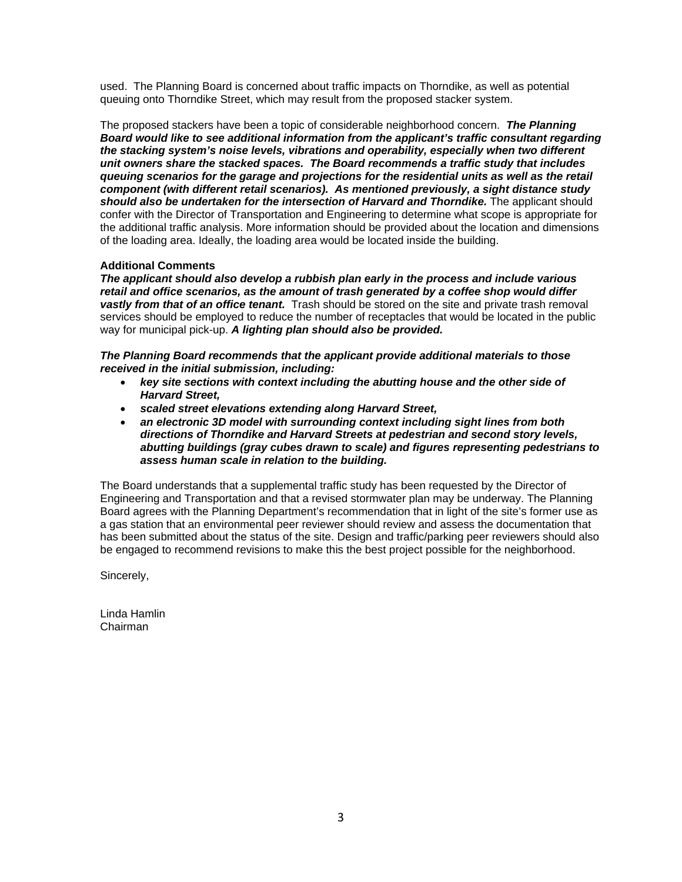used. The Planning Board is concerned about traffic impacts on Thorndike, as well as potential queuing onto Thorndike Street, which may result from the proposed stacker system.

The proposed stackers have been a topic of considerable neighborhood concern. ***The Planning Board would like to see additional information from the applicant's traffic consultant regarding the stacking system's noise levels, vibrations and operability, especially when two different unit owners share the stacked spaces. The Board recommends a traffic study that includes queuing scenarios for the garage and projections for the residential units as well as the retail component (with different retail scenarios). As mentioned previously, a sight distance study should also be undertaken for the intersection of Harvard and Thorndike.*** The applicant should confer with the Director of Transportation and Engineering to determine what scope is appropriate for the additional traffic analysis. More information should be provided about the location and dimensions of the loading area. Ideally, the loading area would be located inside the building.

**Additional Comments**

***The applicant should also develop a rubbish plan early in the process and include various retail and office scenarios, as the amount of trash generated by a coffee shop would differ vastly from that of an office tenant.*** Trash should be stored on the site and private trash removal services should be employed to reduce the number of receptacles that would be located in the public way for municipal pick-up. ***A lighting plan should also be provided.***

***The Planning Board recommends that the applicant provide additional materials to those received in the initial submission, including:***

- ***key site sections with context including the abutting house and the other side of Harvard Street,***
- ***scaled street elevations extending along Harvard Street,***
- ***an electronic 3D model with surrounding context including sight lines from both directions of Thorndike and Harvard Streets at pedestrian and second story levels, abutting buildings (gray cubes drawn to scale) and figures representing pedestrians to assess human scale in relation to the building.***

The Board understands that a supplemental traffic study has been requested by the Director of Engineering and Transportation and that a revised stormwater plan may be underway. The Planning Board agrees with the Planning Department's recommendation that in light of the site's former use as a gas station that an environmental peer reviewer should review and assess the documentation that has been submitted about the status of the site. Design and traffic/parking peer reviewers should also be engaged to recommend revisions to make this the best project possible for the neighborhood.

Sincerely,

Linda Hamlin
Chairman